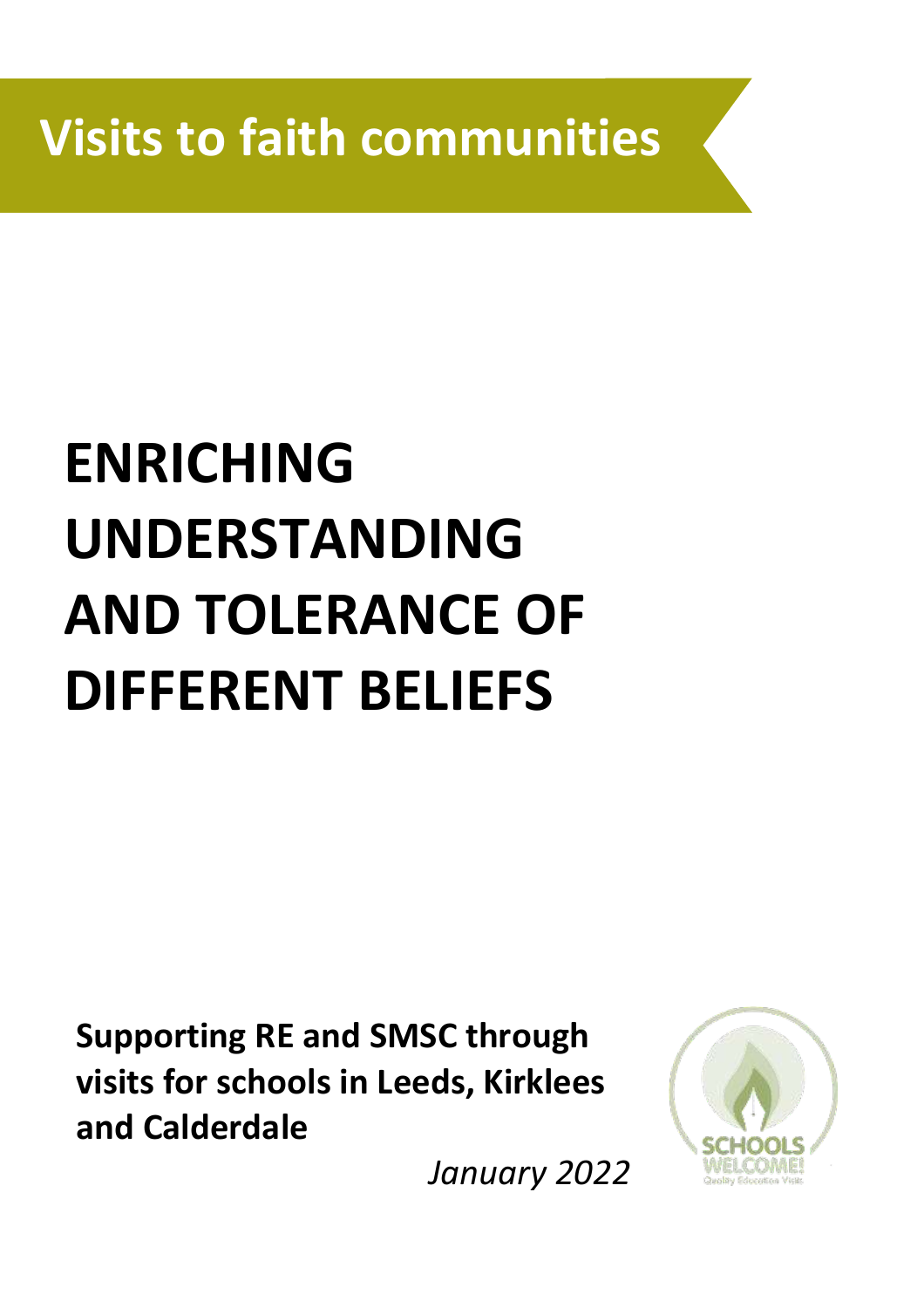# Visits to faith communities

# ENRICHING UNDERSTANDING AND TOLERANCE OF DIFFERENT BELIEFS

**Supporting RE and SMSC through visits for schools in Leeds, Kirklees and Calderdale**

*January 2022*

SCHOOLS WELCOME!
Quality Education Visits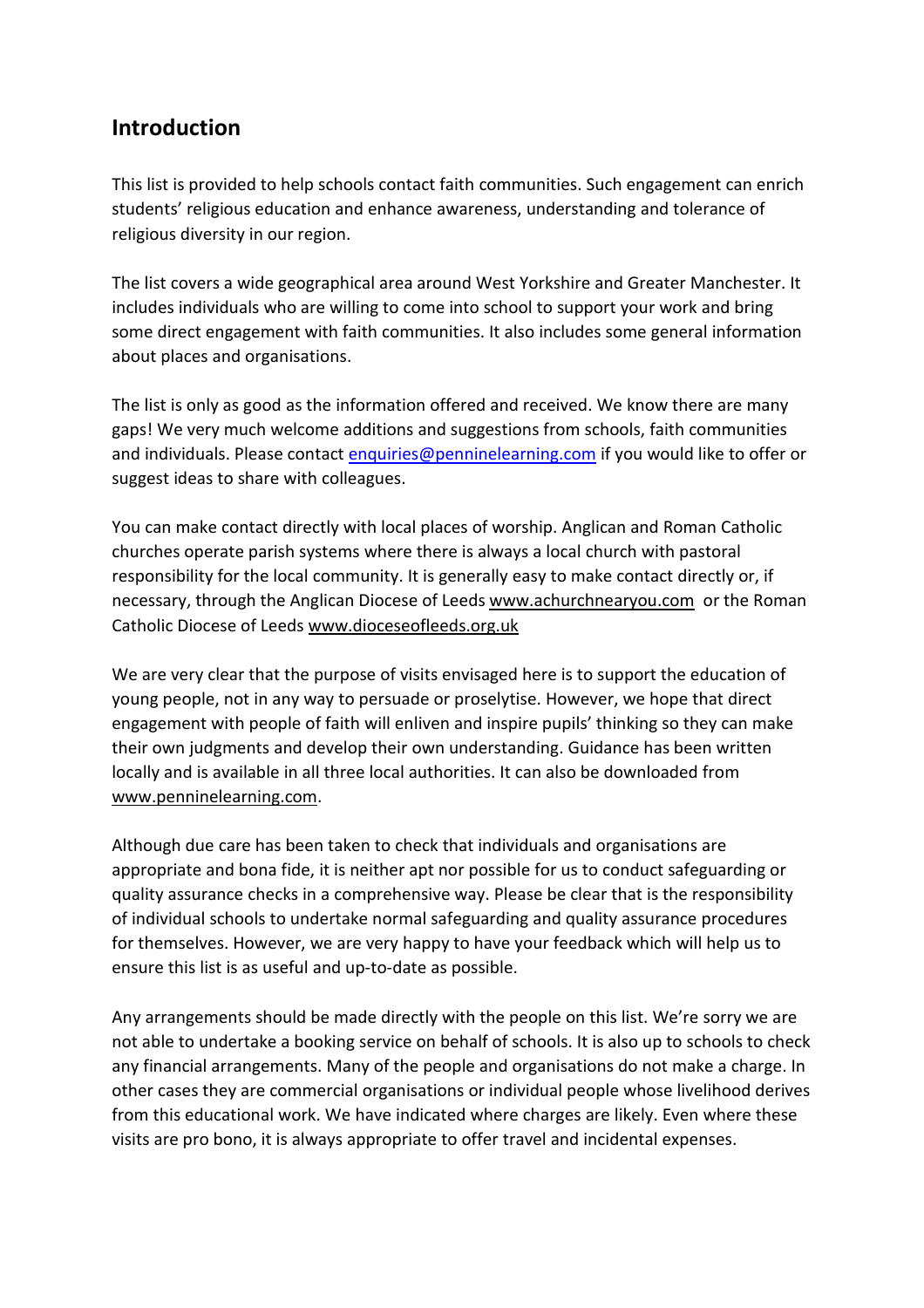## Introduction

This list is provided to help schools contact faith communities. Such engagement can enrich students' religious education and enhance awareness, understanding and tolerance of religious diversity in our region.

The list covers a wide geographical area around West Yorkshire and Greater Manchester. It includes individuals who are willing to come into school to support your work and bring some direct engagement with faith communities. It also includes some general information about places and organisations.

The list is only as good as the information offered and received. We know there are many gaps! We very much welcome additions and suggestions from schools, faith communities and individuals. Please contact enquiries@penninelearning.com if you would like to offer or suggest ideas to share with colleagues.

You can make contact directly with local places of worship. Anglican and Roman Catholic churches operate parish systems where there is always a local church with pastoral responsibility for the local community. It is generally easy to make contact directly or, if necessary, through the Anglican Diocese of Leeds www.achurchnearyou.com or the Roman Catholic Diocese of Leeds www.dioceseofleeds.org.uk

We are very clear that the purpose of visits envisaged here is to support the education of young people, not in any way to persuade or proselytise. However, we hope that direct engagement with people of faith will enliven and inspire pupils' thinking so they can make their own judgments and develop their own understanding. Guidance has been written locally and is available in all three local authorities. It can also be downloaded from www.penninelearning.com.

Although due care has been taken to check that individuals and organisations are appropriate and bona fide, it is neither apt nor possible for us to conduct safeguarding or quality assurance checks in a comprehensive way. Please be clear that is the responsibility of individual schools to undertake normal safeguarding and quality assurance procedures for themselves. However, we are very happy to have your feedback which will help us to ensure this list is as useful and up-to-date as possible.

Any arrangements should be made directly with the people on this list. We're sorry we are not able to undertake a booking service on behalf of schools. It is also up to schools to check any financial arrangements. Many of the people and organisations do not make a charge. In other cases they are commercial organisations or individual people whose livelihood derives from this educational work. We have indicated where charges are likely. Even where these visits are pro bono, it is always appropriate to offer travel and incidental expenses.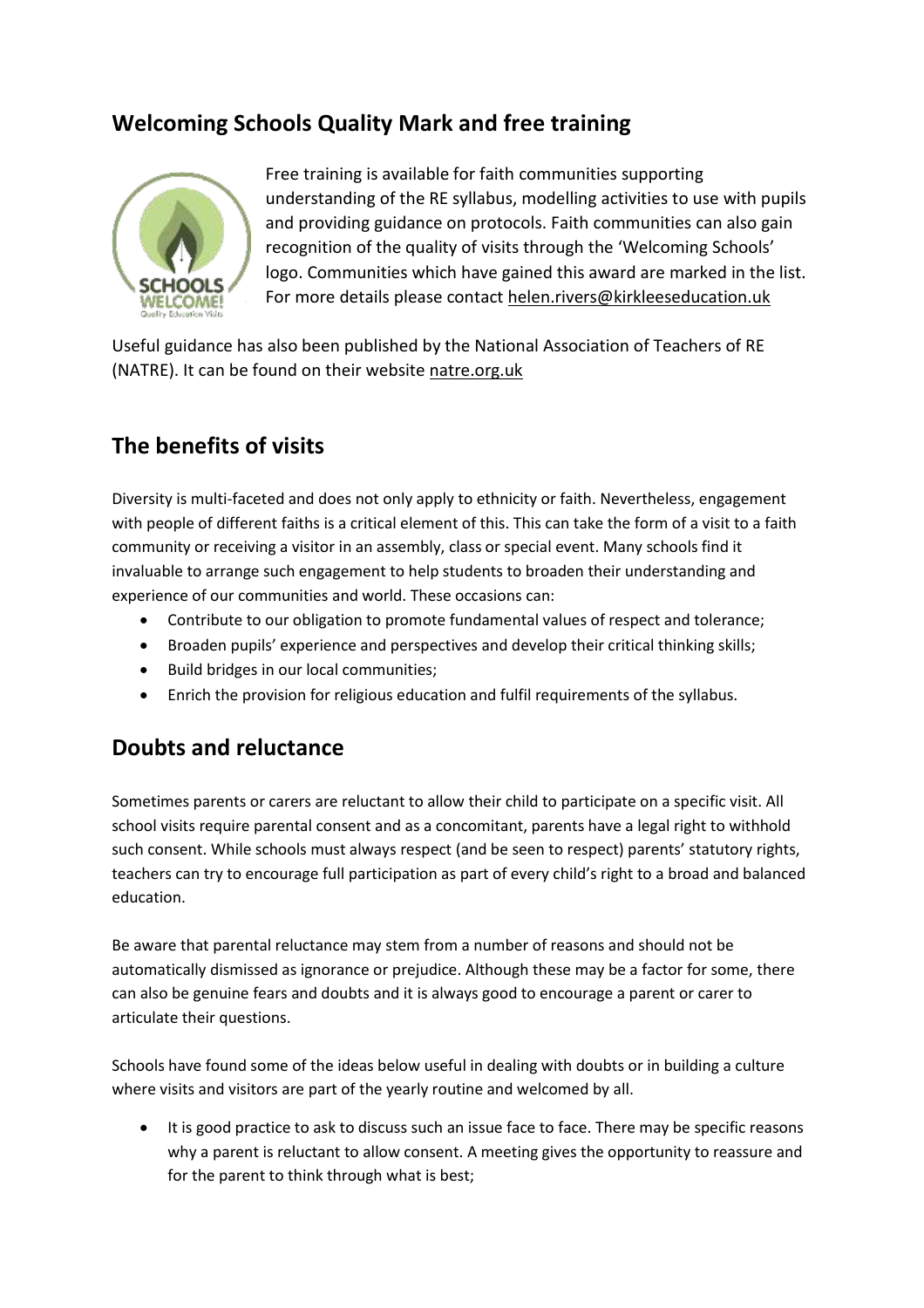## Welcoming Schools Quality Mark and free training

Free training is available for faith communities supporting understanding of the RE syllabus, modelling activities to use with pupils and providing guidance on protocols. Faith communities can also gain recognition of the quality of visits through the 'Welcoming Schools' logo. Communities which have gained this award are marked in the list. For more details please contact helen.rivers@kirkleeseducation.uk

Useful guidance has also been published by the National Association of Teachers of RE (NATRE). It can be found on their website natre.org.uk

## The benefits of visits

Diversity is multi-faceted and does not only apply to ethnicity or faith. Nevertheless, engagement with people of different faiths is a critical element of this. This can take the form of a visit to a faith community or receiving a visitor in an assembly, class or special event. Many schools find it invaluable to arrange such engagement to help students to broaden their understanding and experience of our communities and world. These occasions can:

- Contribute to our obligation to promote fundamental values of respect and tolerance;
- Broaden pupils' experience and perspectives and develop their critical thinking skills;
- Build bridges in our local communities;
- Enrich the provision for religious education and fulfil requirements of the syllabus.

## Doubts and reluctance

Sometimes parents or carers are reluctant to allow their child to participate on a specific visit. All school visits require parental consent and as a concomitant, parents have a legal right to withhold such consent. While schools must always respect (and be seen to respect) parents' statutory rights, teachers can try to encourage full participation as part of every child's right to a broad and balanced education.

Be aware that parental reluctance may stem from a number of reasons and should not be automatically dismissed as ignorance or prejudice. Although these may be a factor for some, there can also be genuine fears and doubts and it is always good to encourage a parent or carer to articulate their questions.

Schools have found some of the ideas below useful in dealing with doubts or in building a culture where visits and visitors are part of the yearly routine and welcomed by all.

- It is good practice to ask to discuss such an issue face to face. There may be specific reasons why a parent is reluctant to allow consent. A meeting gives the opportunity to reassure and for the parent to think through what is best;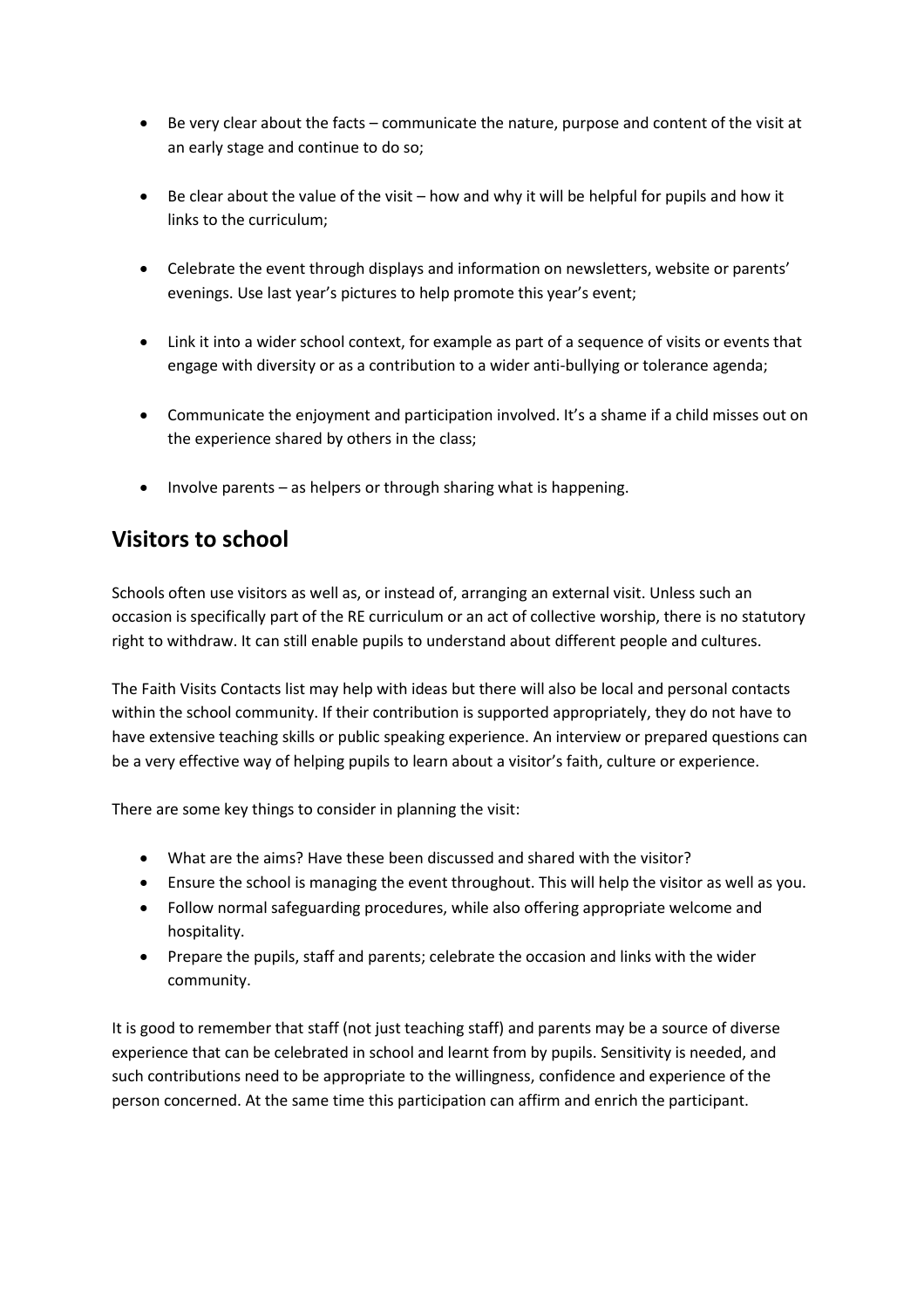- Be very clear about the facts – communicate the nature, purpose and content of the visit at an early stage and continue to do so;

- Be clear about the value of the visit – how and why it will be helpful for pupils and how it links to the curriculum;

- Celebrate the event through displays and information on newsletters, website or parents' evenings. Use last year's pictures to help promote this year's event;

- Link it into a wider school context, for example as part of a sequence of visits or events that engage with diversity or as a contribution to a wider anti-bullying or tolerance agenda;

- Communicate the enjoyment and participation involved. It's a shame if a child misses out on the experience shared by others in the class;

- Involve parents – as helpers or through sharing what is happening.

## Visitors to school

Schools often use visitors as well as, or instead of, arranging an external visit. Unless such an occasion is specifically part of the RE curriculum or an act of collective worship, there is no statutory right to withdraw. It can still enable pupils to understand about different people and cultures.

The Faith Visits Contacts list may help with ideas but there will also be local and personal contacts within the school community. If their contribution is supported appropriately, they do not have to have extensive teaching skills or public speaking experience. An interview or prepared questions can be a very effective way of helping pupils to learn about a visitor's faith, culture or experience.

There are some key things to consider in planning the visit:

- What are the aims? Have these been discussed and shared with the visitor?
- Ensure the school is managing the event throughout. This will help the visitor as well as you.
- Follow normal safeguarding procedures, while also offering appropriate welcome and hospitality.
- Prepare the pupils, staff and parents; celebrate the occasion and links with the wider community.

It is good to remember that staff (not just teaching staff) and parents may be a source of diverse experience that can be celebrated in school and learnt from by pupils. Sensitivity is needed, and such contributions need to be appropriate to the willingness, confidence and experience of the person concerned. At the same time this participation can affirm and enrich the participant.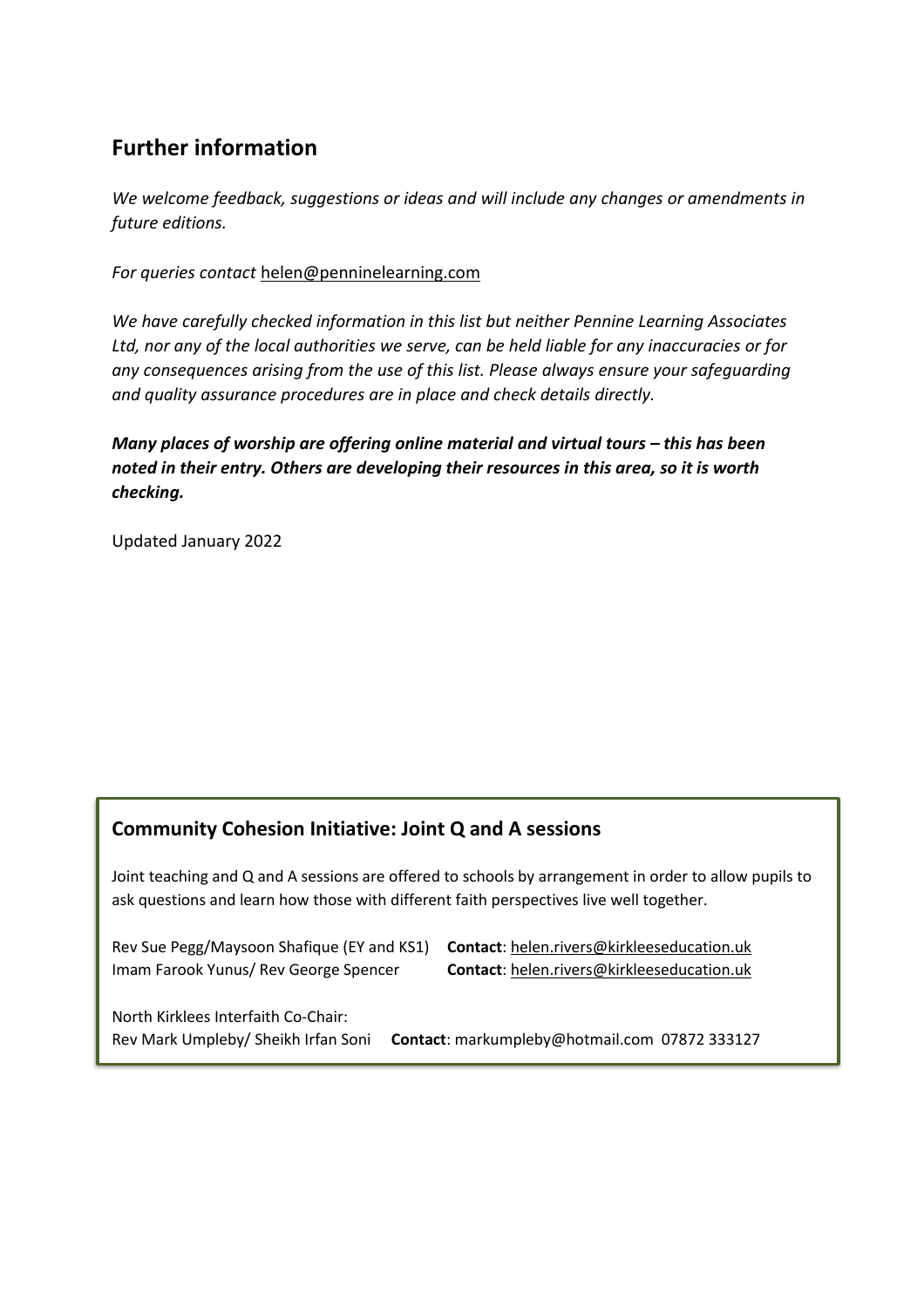## Further information

*We welcome feedback, suggestions or ideas and will include any changes or amendments in future editions.*

*For queries contact* helen@penninelearning.com

*We have carefully checked information in this list but neither Pennine Learning Associates Ltd, nor any of the local authorities we serve, can be held liable for any inaccuracies or for any consequences arising from the use of this list. Please always ensure your safeguarding and quality assurance procedures are in place and check details directly.*

***Many places of worship are offering online material and virtual tours – this has been noted in their entry. Others are developing their resources in this area, so it is worth checking.***

Updated January 2022

### Community Cohesion Initiative: Joint Q and A sessions

Joint teaching and Q and A sessions are offered to schools by arrangement in order to allow pupils to ask questions and learn how those with different faith perspectives live well together.

Rev Sue Pegg/Maysoon Shafique (EY and KS1) **Contact**: helen.rivers@kirkleeseducation.uk
Imam Farook Yunus/ Rev George Spencer **Contact**: helen.rivers@kirkleeseducation.uk

North Kirklees Interfaith Co-Chair:
Rev Mark Umpleby/ Sheikh Irfan Soni **Contact**: markumpleby@hotmail.com 07872 333127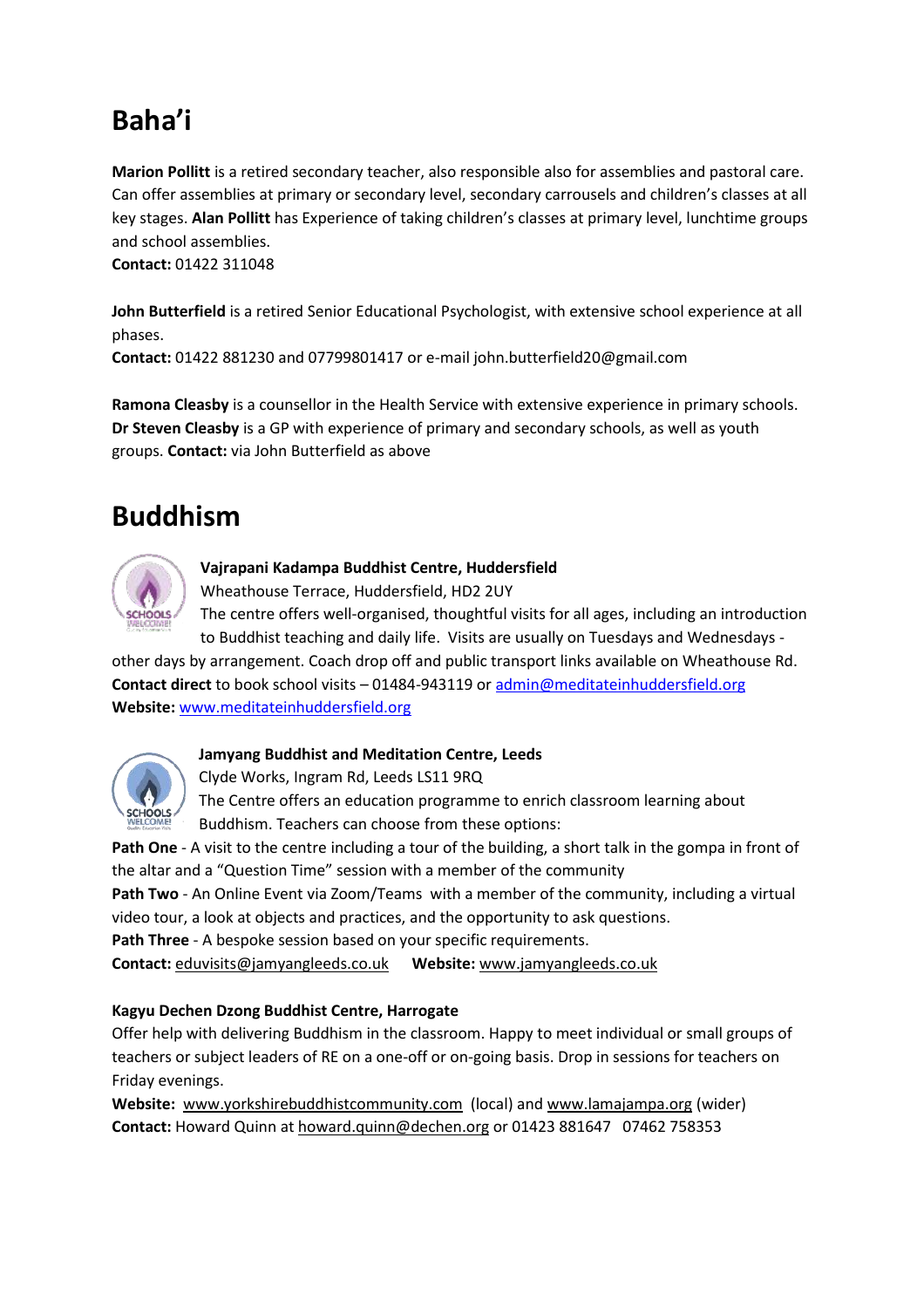# Baha'i

**Marion Pollitt** is a retired secondary teacher, also responsible also for assemblies and pastoral care. Can offer assemblies at primary or secondary level, secondary carrousels and children's classes at all key stages. **Alan Pollitt** has Experience of taking children's classes at primary level, lunchtime groups and school assemblies.
**Contact:** 01422 311048

**John Butterfield** is a retired Senior Educational Psychologist, with extensive school experience at all phases.
**Contact:** 01422 881230 and 07799801417 or e-mail john.butterfield20@gmail.com

**Ramona Cleasby** is a counsellor in the Health Service with extensive experience in primary schools. **Dr Steven Cleasby** is a GP with experience of primary and secondary schools, as well as youth groups. **Contact:** via John Butterfield as above

# Buddhism

**Vajrapani Kadampa Buddhist Centre, Huddersfield**
Wheathouse Terrace, Huddersfield, HD2 2UY
The centre offers well-organised, thoughtful visits for all ages, including an introduction to Buddhist teaching and daily life. Visits are usually on Tuesdays and Wednesdays - other days by arrangement. Coach drop off and public transport links available on Wheathouse Rd.
**Contact direct** to book school visits – 01484-943119 or admin@meditateinhuddersfield.org
**Website:** www.meditateinhuddersfield.org

**Jamyang Buddhist and Meditation Centre, Leeds**
Clyde Works, Ingram Rd, Leeds LS11 9RQ
The Centre offers an education programme to enrich classroom learning about Buddhism. Teachers can choose from these options:
**Path One** - A visit to the centre including a tour of the building, a short talk in the gompa in front of the altar and a "Question Time" session with a member of the community
**Path Two** - An Online Event via Zoom/Teams with a member of the community, including a virtual video tour, a look at objects and practices, and the opportunity to ask questions.
**Path Three** - A bespoke session based on your specific requirements.
**Contact:** eduvisits@jamyangleeds.co.uk **Website:** www.jamyangleeds.co.uk

**Kagyu Dechen Dzong Buddhist Centre, Harrogate**
Offer help with delivering Buddhism in the classroom. Happy to meet individual or small groups of teachers or subject leaders of RE on a one-off or on-going basis. Drop in sessions for teachers on Friday evenings.
**Website:** www.yorkshirebuddhistcommunity.com (local) and www.lamajampa.org (wider)
**Contact:** Howard Quinn at howard.quinn@dechen.org or 01423 881647 07462 758353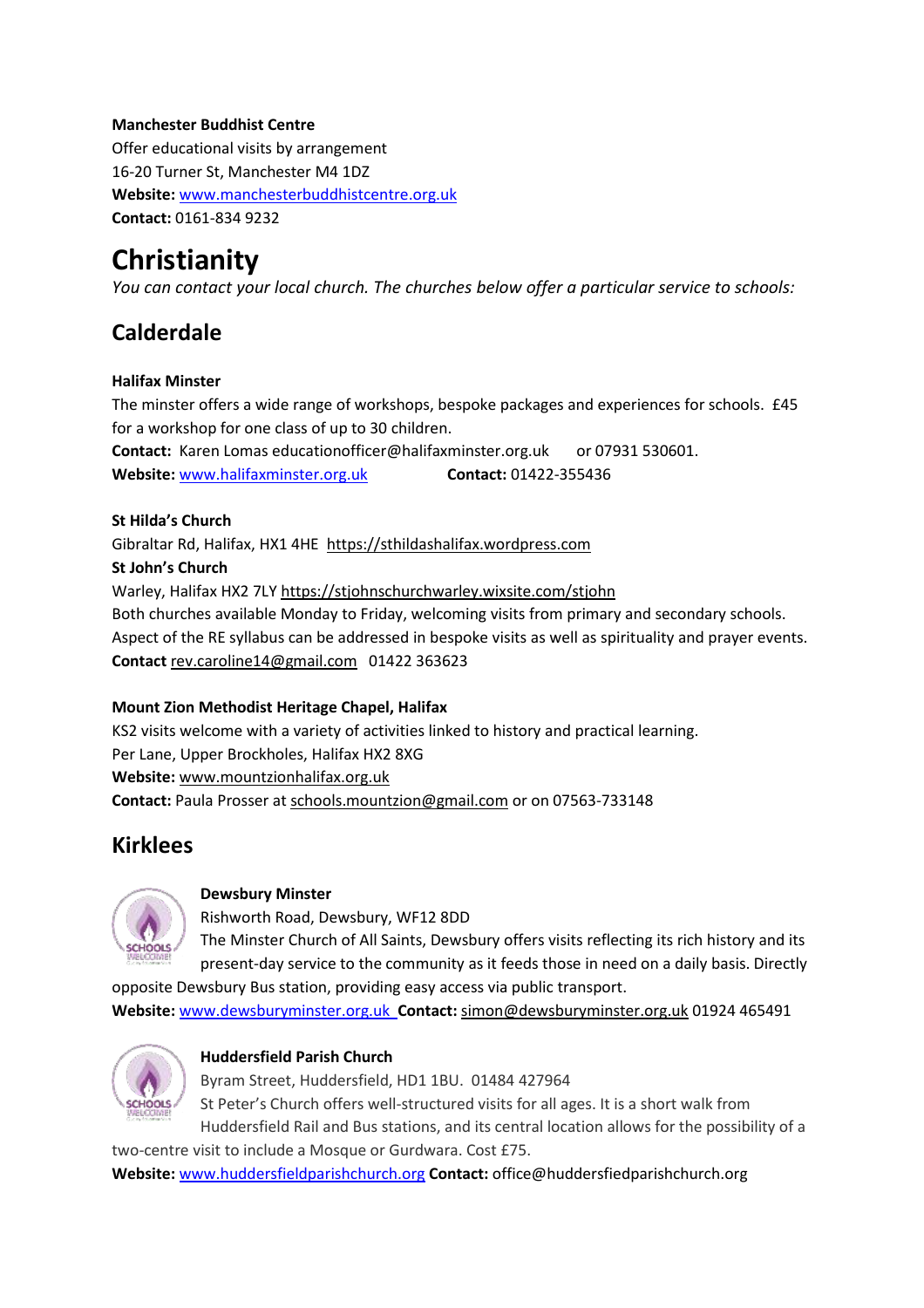**Manchester Buddhist Centre**
Offer educational visits by arrangement
16-20 Turner St, Manchester M4 1DZ
**Website:** www.manchesterbuddhistcentre.org.uk
**Contact:** 0161-834 9232

# Christianity

*You can contact your local church. The churches below offer a particular service to schools:*

## Calderdale

**Halifax Minster**
The minster offers a wide range of workshops, bespoke packages and experiences for schools. £45 for a workshop for one class of up to 30 children.
**Contact:** Karen Lomas educationofficer@halifaxminster.org.uk or 07931 530601.
**Website:** www.halifaxminster.org.uk **Contact:** 01422-355436

**St Hilda's Church**
Gibraltar Rd, Halifax, HX1 4HE https://sthildashalifax.wordpress.com
**St John's Church**
Warley, Halifax HX2 7LY https://stjohnschurchwarley.wixsite.com/stjohn
Both churches available Monday to Friday, welcoming visits from primary and secondary schools. Aspect of the RE syllabus can be addressed in bespoke visits as well as spirituality and prayer events.
**Contact** rev.caroline14@gmail.com 01422 363623

**Mount Zion Methodist Heritage Chapel, Halifax**
KS2 visits welcome with a variety of activities linked to history and practical learning.
Per Lane, Upper Brockholes, Halifax HX2 8XG
**Website:** www.mountzionhalifax.org.uk
**Contact:** Paula Prosser at schools.mountzion@gmail.com or on 07563-733148

## Kirklees

**Dewsbury Minster**
Rishworth Road, Dewsbury, WF12 8DD
The Minster Church of All Saints, Dewsbury offers visits reflecting its rich history and its present-day service to the community as it feeds those in need on a daily basis. Directly opposite Dewsbury Bus station, providing easy access via public transport.
**Website:** www.dewsburyminster.org.uk **Contact:** simon@dewsburyminster.org.uk 01924 465491

**Huddersfield Parish Church**
Byram Street, Huddersfield, HD1 1BU. 01484 427964
St Peter's Church offers well-structured visits for all ages. It is a short walk from Huddersfield Rail and Bus stations, and its central location allows for the possibility of a two-centre visit to include a Mosque or Gurdwara. Cost £75.
**Website:** www.huddersfieldparishchurch.org **Contact:** office@huddersfiedparishchurch.org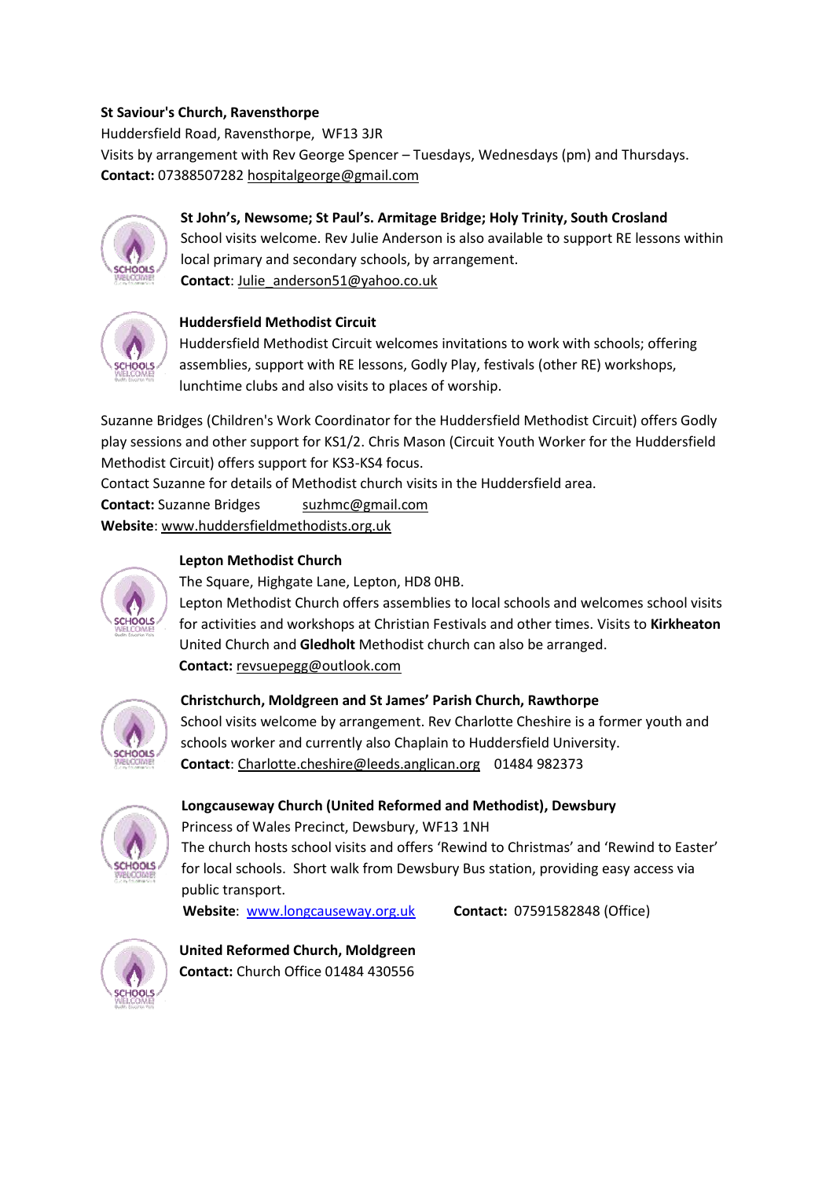**St Saviour's Church, Ravensthorpe**
Huddersfield Road, Ravensthorpe, WF13 3JR
Visits by arrangement with Rev George Spencer – Tuesdays, Wednesdays (pm) and Thursdays.
**Contact:** 07388507282 hospitalgeorge@gmail.com

**St John's, Newsome; St Paul's. Armitage Bridge; Holy Trinity, South Crosland**
School visits welcome. Rev Julie Anderson is also available to support RE lessons within local primary and secondary schools, by arrangement.
**Contact**: Julie_anderson51@yahoo.co.uk

**Huddersfield Methodist Circuit**
Huddersfield Methodist Circuit welcomes invitations to work with schools; offering assemblies, support with RE lessons, Godly Play, festivals (other RE) workshops, lunchtime clubs and also visits to places of worship.

Suzanne Bridges (Children's Work Coordinator for the Huddersfield Methodist Circuit) offers Godly play sessions and other support for KS1/2. Chris Mason (Circuit Youth Worker for the Huddersfield Methodist Circuit) offers support for KS3-KS4 focus.
Contact Suzanne for details of Methodist church visits in the Huddersfield area.
**Contact:** Suzanne Bridges suzhmc@gmail.com
**Website**: www.huddersfieldmethodists.org.uk

**Lepton Methodist Church**
The Square, Highgate Lane, Lepton, HD8 0HB.
Lepton Methodist Church offers assemblies to local schools and welcomes school visits for activities and workshops at Christian Festivals and other times. Visits to **Kirkheaton** United Church and **Gledholt** Methodist church can also be arranged.
**Contact:** revsuepegg@outlook.com

**Christchurch, Moldgreen and St James' Parish Church, Rawthorpe**
School visits welcome by arrangement. Rev Charlotte Cheshire is a former youth and schools worker and currently also Chaplain to Huddersfield University.
**Contact**: Charlotte.cheshire@leeds.anglican.org 01484 982373

**Longcauseway Church (United Reformed and Methodist), Dewsbury**
Princess of Wales Precinct, Dewsbury, WF13 1NH
The church hosts school visits and offers 'Rewind to Christmas' and 'Rewind to Easter' for local schools. Short walk from Dewsbury Bus station, providing easy access via public transport.
**Website**: www.longcauseway.org.uk **Contact:** 07591582848 (Office)

**United Reformed Church, Moldgreen**
**Contact:** Church Office 01484 430556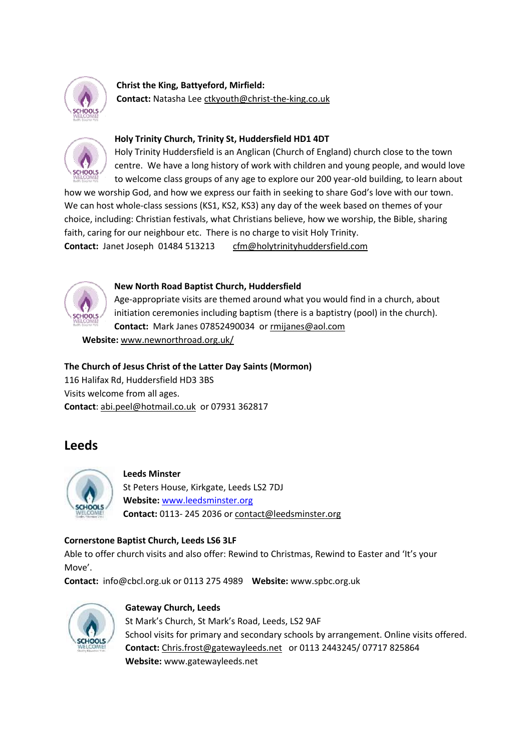**Christ the King, Battyeford, Mirfield:**
**Contact:** Natasha Lee ctkyouth@christ-the-king.co.uk

**Holy Trinity Church, Trinity St, Huddersfield HD1 4DT**
Holy Trinity Huddersfield is an Anglican (Church of England) church close to the town centre. We have a long history of work with children and young people, and would love to welcome class groups of any age to explore our 200 year-old building, to learn about how we worship God, and how we express our faith in seeking to share God's love with our town. We can host whole-class sessions (KS1, KS2, KS3) any day of the week based on themes of your choice, including: Christian festivals, what Christians believe, how we worship, the Bible, sharing faith, caring for our neighbour etc. There is no charge to visit Holy Trinity.
**Contact:** Janet Joseph 01484 513213 cfm@holytrinityhuddersfield.com

**New North Road Baptist Church, Huddersfield**
Age-appropriate visits are themed around what you would find in a church, about initiation ceremonies including baptism (there is a baptistry (pool) in the church).
**Contact:** Mark Janes 07852490034 or rmijanes@aol.com
**Website:** www.newnorthroad.org.uk/

**The Church of Jesus Christ of the Latter Day Saints (Mormon)**
116 Halifax Rd, Huddersfield HD3 3BS
Visits welcome from all ages.
**Contact**: abi.peel@hotmail.co.uk or 07931 362817

## Leeds

**Leeds Minster**
St Peters House, Kirkgate, Leeds LS2 7DJ
**Website:** www.leedsminster.org
**Contact:** 0113- 245 2036 or contact@leedsminster.org

**Cornerstone Baptist Church, Leeds LS6 3LF**
Able to offer church visits and also offer: Rewind to Christmas, Rewind to Easter and 'It's your Move'.
**Contact:** info@cbcl.org.uk or 0113 275 4989 **Website:** www.spbc.org.uk

**Gateway Church, Leeds**
St Mark's Church, St Mark's Road, Leeds, LS2 9AF
School visits for primary and secondary schools by arrangement. Online visits offered.
**Contact:** Chris.frost@gatewayleeds.net or 0113 2443245/ 07717 825864
**Website:** www.gatewayleeds.net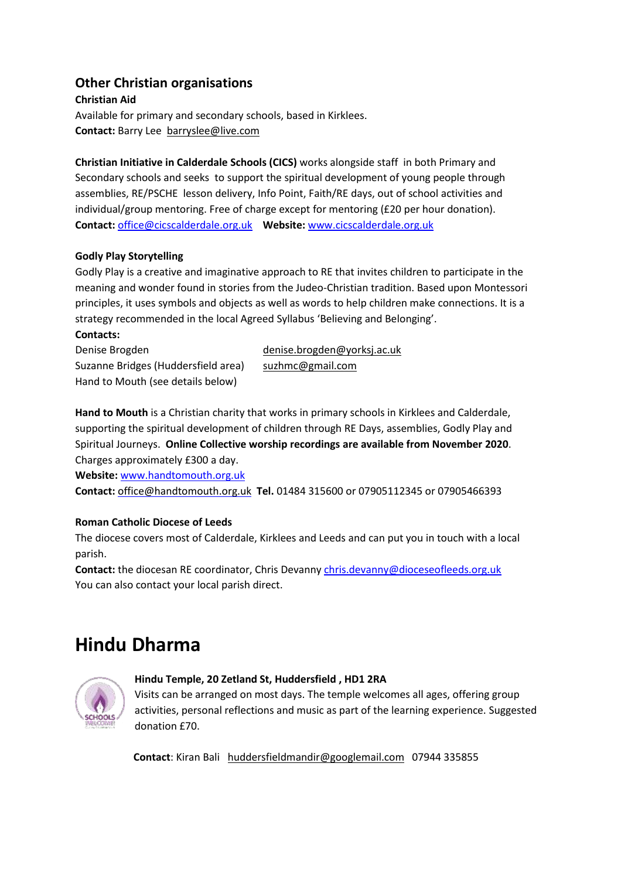## Other Christian organisations

**Christian Aid**

Available for primary and secondary schools, based in Kirklees.

**Contact:** Barry Lee barryslee@live.com

**Christian Initiative in Calderdale Schools (CICS)** works alongside staff in both Primary and Secondary schools and seeks to support the spiritual development of young people through assemblies, RE/PSCHE lesson delivery, Info Point, Faith/RE days, out of school activities and individual/group mentoring. Free of charge except for mentoring (£20 per hour donation).

**Contact:** office@cicscalderdale.org.uk **Website:** www.cicscalderdale.org.uk

**Godly Play Storytelling**

Godly Play is a creative and imaginative approach to RE that invites children to participate in the meaning and wonder found in stories from the Judeo-Christian tradition. Based upon Montessori principles, it uses symbols and objects as well as words to help children make connections. It is a strategy recommended in the local Agreed Syllabus 'Believing and Belonging'.

**Contacts:**

Denise Brogden denise.brogden@yorksj.ac.uk
Suzanne Bridges (Huddersfield area) suzhmc@gmail.com
Hand to Mouth (see details below)

**Hand to Mouth** is a Christian charity that works in primary schools in Kirklees and Calderdale, supporting the spiritual development of children through RE Days, assemblies, Godly Play and Spiritual Journeys. **Online Collective worship recordings are available from November 2020**. Charges approximately £300 a day.

**Website:** www.handtomouth.org.uk

**Contact:** office@handtomouth.org.uk **Tel.** 01484 315600 or 07905112345 or 07905466393

**Roman Catholic Diocese of Leeds**

The diocese covers most of Calderdale, Kirklees and Leeds and can put you in touch with a local parish.

**Contact:** the diocesan RE coordinator, Chris Devanny chris.devanny@dioceseofleeds.org.uk

You can also contact your local parish direct.

# Hindu Dharma

**Hindu Temple, 20 Zetland St, Huddersfield , HD1 2RA**

Visits can be arranged on most days. The temple welcomes all ages, offering group activities, personal reflections and music as part of the learning experience. Suggested donation £70.

**Contact**: Kiran Bali huddersfieldmandir@googlemail.com 07944 335855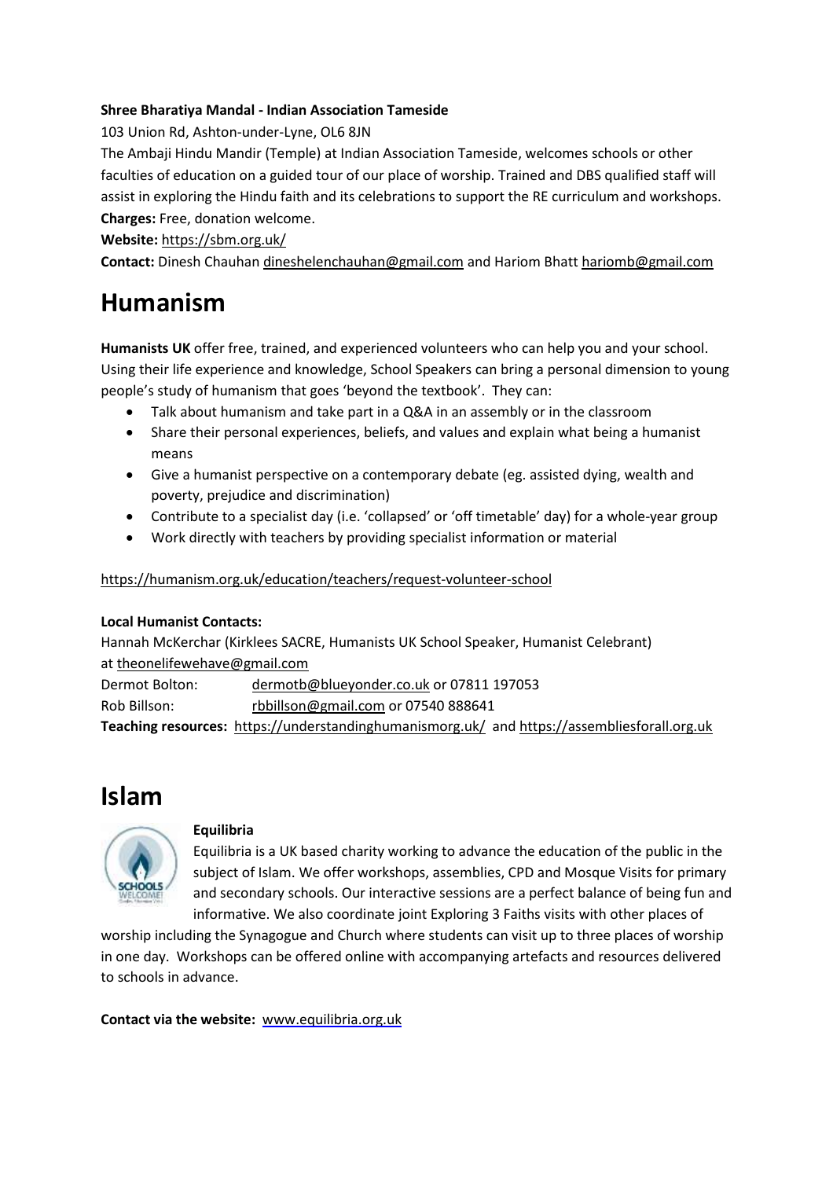**Shree Bharatiya Mandal - Indian Association Tameside**

103 Union Rd, Ashton-under-Lyne, OL6 8JN

The Ambaji Hindu Mandir (Temple) at Indian Association Tameside, welcomes schools or other faculties of education on a guided tour of our place of worship. Trained and DBS qualified staff will assist in exploring the Hindu faith and its celebrations to support the RE curriculum and workshops.

**Charges:** Free, donation welcome.

**Website:** https://sbm.org.uk/

**Contact:** Dinesh Chauhan dineshelenchauhan@gmail.com and Hariom Bhatt hariomb@gmail.com

# Humanism

**Humanists UK** offer free, trained, and experienced volunteers who can help you and your school. Using their life experience and knowledge, School Speakers can bring a personal dimension to young people's study of humanism that goes 'beyond the textbook'. They can:

- Talk about humanism and take part in a Q&A in an assembly or in the classroom
- Share their personal experiences, beliefs, and values and explain what being a humanist means
- Give a humanist perspective on a contemporary debate (eg. assisted dying, wealth and poverty, prejudice and discrimination)
- Contribute to a specialist day (i.e. 'collapsed' or 'off timetable' day) for a whole-year group
- Work directly with teachers by providing specialist information or material

https://humanism.org.uk/education/teachers/request-volunteer-school

**Local Humanist Contacts:**

Hannah McKerchar (Kirklees SACRE, Humanists UK School Speaker, Humanist Celebrant) at theonelifewehave@gmail.com

Dermot Bolton: dermotb@blueyonder.co.uk or 07811 197053

Rob Billson: rbbillson@gmail.com or 07540 888641

**Teaching resources:** https://understandinghumanismorg.uk/ and https://assembliesforall.org.uk

# Islam

**Equilibria**

Equilibria is a UK based charity working to advance the education of the public in the subject of Islam. We offer workshops, assemblies, CPD and Mosque Visits for primary and secondary schools. Our interactive sessions are a perfect balance of being fun and informative. We also coordinate joint Exploring 3 Faiths visits with other places of worship including the Synagogue and Church where students can visit up to three places of worship in one day. Workshops can be offered online with accompanying artefacts and resources delivered to schools in advance.

**Contact via the website:** www.equilibria.org.uk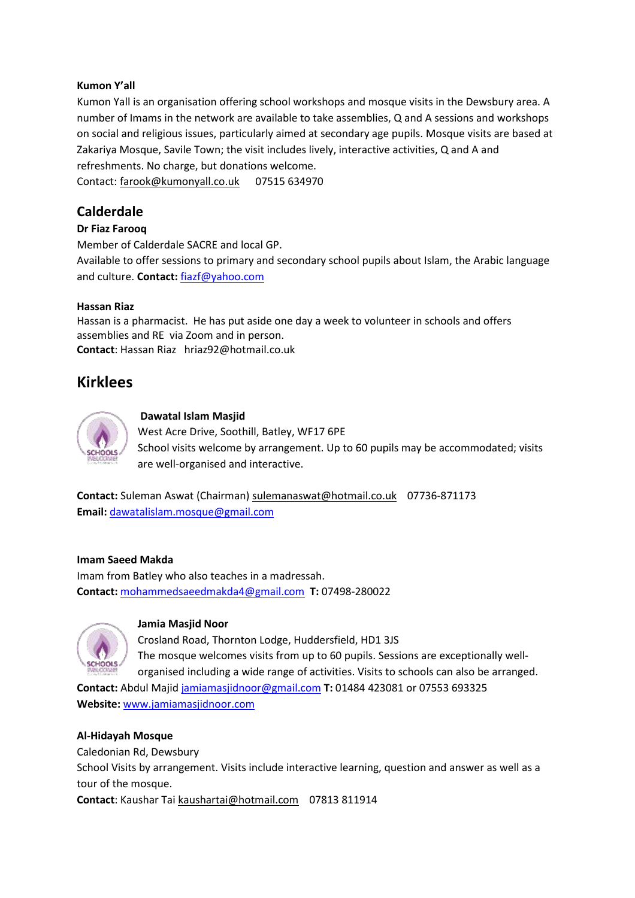**Kumon Y'all**

Kumon Yall is an organisation offering school workshops and mosque visits in the Dewsbury area. A number of Imams in the network are available to take assemblies, Q and A sessions and workshops on social and religious issues, particularly aimed at secondary age pupils. Mosque visits are based at Zakariya Mosque, Savile Town; the visit includes lively, interactive activities, Q and A and refreshments. No charge, but donations welcome.

Contact: farook@kumonyall.co.uk 07515 634970

## Calderdale

**Dr Fiaz Farooq**

Member of Calderdale SACRE and local GP.

Available to offer sessions to primary and secondary school pupils about Islam, the Arabic language and culture. **Contact:** fiazf@yahoo.com

**Hassan Riaz**

Hassan is a pharmacist. He has put aside one day a week to volunteer in schools and offers assemblies and RE via Zoom and in person.

**Contact**: Hassan Riaz hriaz92@hotmail.co.uk

## Kirklees

**Dawatal Islam Masjid**

West Acre Drive, Soothill, Batley, WF17 6PE

School visits welcome by arrangement. Up to 60 pupils may be accommodated; visits are well-organised and interactive.

**Contact:** Suleman Aswat (Chairman) sulemanaswat@hotmail.co.uk 07736-871173

**Email:** dawatalislam.mosque@gmail.com

**Imam Saeed Makda**

Imam from Batley who also teaches in a madressah.

**Contact:** mohammedsaeedmakda4@gmail.com **T:** 07498-280022

**Jamia Masjid Noor**

Crosland Road, Thornton Lodge, Huddersfield, HD1 3JS

The mosque welcomes visits from up to 60 pupils. Sessions are exceptionally well-organised including a wide range of activities. Visits to schools can also be arranged.

**Contact:** Abdul Majid jamiamasjidnoor@gmail.com **T:** 01484 423081 or 07553 693325

**Website:** www.jamiamasjidnoor.com

**Al-Hidayah Mosque**

Caledonian Rd, Dewsbury

School Visits by arrangement. Visits include interactive learning, question and answer as well as a tour of the mosque.

**Contact**: Kaushar Tai kaushartai@hotmail.com 07813 811914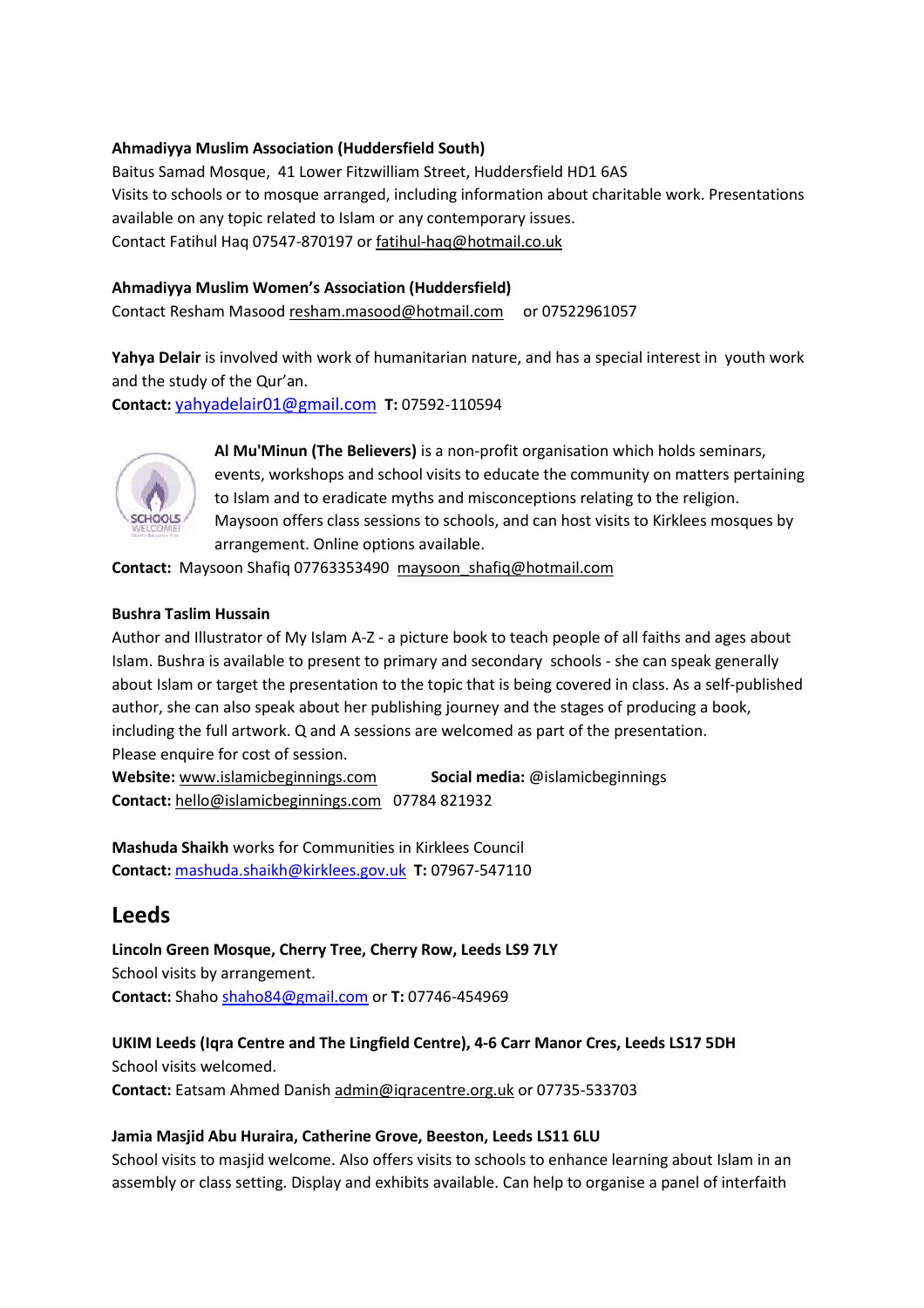**Ahmadiyya Muslim Association (Huddersfield South)**
Baitus Samad Mosque, 41 Lower Fitzwilliam Street, Huddersfield HD1 6AS
Visits to schools or to mosque arranged, including information about charitable work. Presentations available on any topic related to Islam or any contemporary issues.
Contact Fatihul Haq 07547-870197 or fatihul-haq@hotmail.co.uk

**Ahmadiyya Muslim Women's Association (Huddersfield)**
Contact Resham Masood resham.masood@hotmail.com or 07522961057

**Yahya Delair** is involved with work of humanitarian nature, and has a special interest in youth work and the study of the Qur'an.
**Contact:** yahyadelair01@gmail.com **T:** 07592-110594

**Al Mu'Minun (The Believers)** is a non-profit organisation which holds seminars, events, workshops and school visits to educate the community on matters pertaining to Islam and to eradicate myths and misconceptions relating to the religion. Maysoon offers class sessions to schools, and can host visits to Kirklees mosques by arrangement. Online options available.
**Contact:** Maysoon Shafiq 07763353490 maysoon_shafiq@hotmail.com

**Bushra Taslim Hussain**
Author and Illustrator of My Islam A-Z - a picture book to teach people of all faiths and ages about Islam. Bushra is available to present to primary and secondary schools - she can speak generally about Islam or target the presentation to the topic that is being covered in class. As a self-published author, she can also speak about her publishing journey and the stages of producing a book, including the full artwork. Q and A sessions are welcomed as part of the presentation.
Please enquire for cost of session.
**Website:** www.islamicbeginnings.com **Social media:** @islamicbeginnings
**Contact:** hello@islamicbeginnings.com 07784 821932

**Mashuda Shaikh** works for Communities in Kirklees Council
**Contact:** mashuda.shaikh@kirklees.gov.uk **T:** 07967-547110

## Leeds

**Lincoln Green Mosque, Cherry Tree, Cherry Row, Leeds LS9 7LY**
School visits by arrangement.
**Contact:** Shaho shaho84@gmail.com or **T:** 07746-454969

**UKIM Leeds (Iqra Centre and The Lingfield Centre), 4-6 Carr Manor Cres, Leeds LS17 5DH**
School visits welcomed.
**Contact:** Eatsam Ahmed Danish admin@iqracentre.org.uk or 07735-533703

**Jamia Masjid Abu Huraira, Catherine Grove, Beeston, Leeds LS11 6LU**
School visits to masjid welcome. Also offers visits to schools to enhance learning about Islam in an assembly or class setting. Display and exhibits available. Can help to organise a panel of interfaith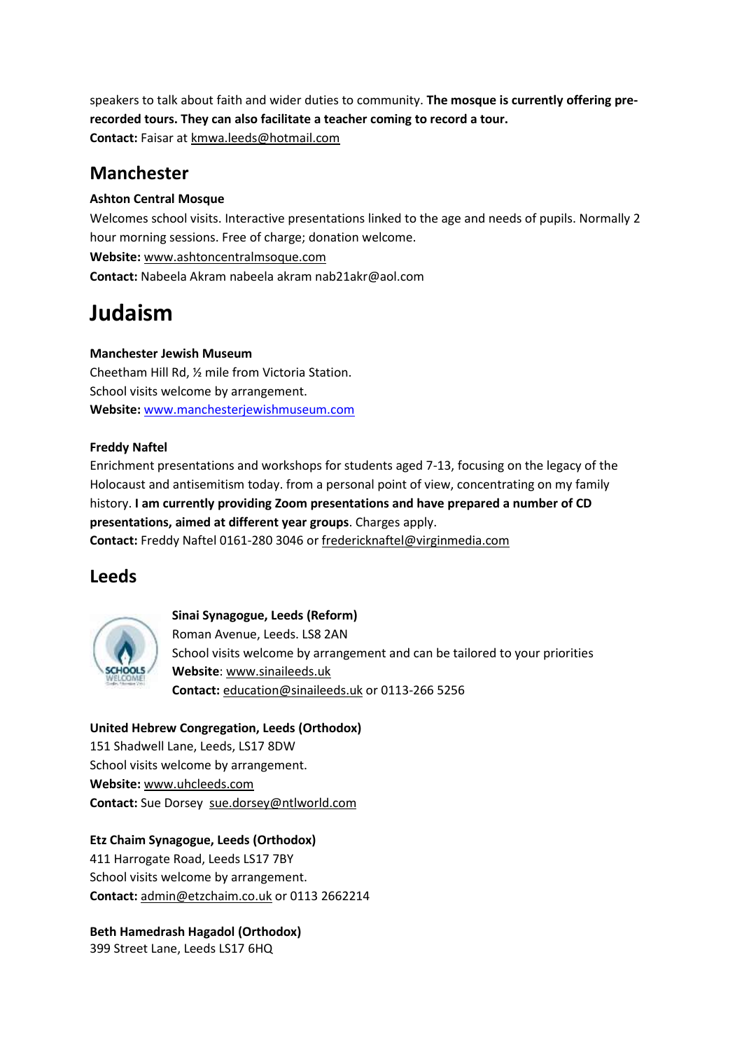speakers to talk about faith and wider duties to community. **The mosque is currently offering pre-recorded tours. They can also facilitate a teacher coming to record a tour.**
**Contact:** Faisar at kmwa.leeds@hotmail.com

## Manchester

**Ashton Central Mosque**
Welcomes school visits. Interactive presentations linked to the age and needs of pupils. Normally 2 hour morning sessions. Free of charge; donation welcome.
**Website:** www.ashtoncentralmsoque.com
**Contact:** Nabeela Akram nabeela akram nab21akr@aol.com

# Judaism

**Manchester Jewish Museum**
Cheetham Hill Rd, ½ mile from Victoria Station.
School visits welcome by arrangement.
**Website:** www.manchesterjewishmuseum.com

**Freddy Naftel**
Enrichment presentations and workshops for students aged 7-13, focusing on the legacy of the Holocaust and antisemitism today. from a personal point of view, concentrating on my family history. **I am currently providing Zoom presentations and have prepared a number of CD presentations, aimed at different year groups**. Charges apply.
**Contact:** Freddy Naftel 0161-280 3046 or fredericknaftel@virginmedia.com

## Leeds

**Sinai Synagogue, Leeds (Reform)**
Roman Avenue, Leeds. LS8 2AN
School visits welcome by arrangement and can be tailored to your priorities
**Website**: www.sinaileeds.uk
**Contact:** education@sinaileeds.uk or 0113-266 5256

**United Hebrew Congregation, Leeds (Orthodox)**
151 Shadwell Lane, Leeds, LS17 8DW
School visits welcome by arrangement.
**Website:** www.uhcleeds.com
**Contact:** Sue Dorsey sue.dorsey@ntlworld.com

**Etz Chaim Synagogue, Leeds (Orthodox)**
411 Harrogate Road, Leeds LS17 7BY
School visits welcome by arrangement.
**Contact:** admin@etzchaim.co.uk or 0113 2662214

**Beth Hamedrash Hagadol (Orthodox)**
399 Street Lane, Leeds LS17 6HQ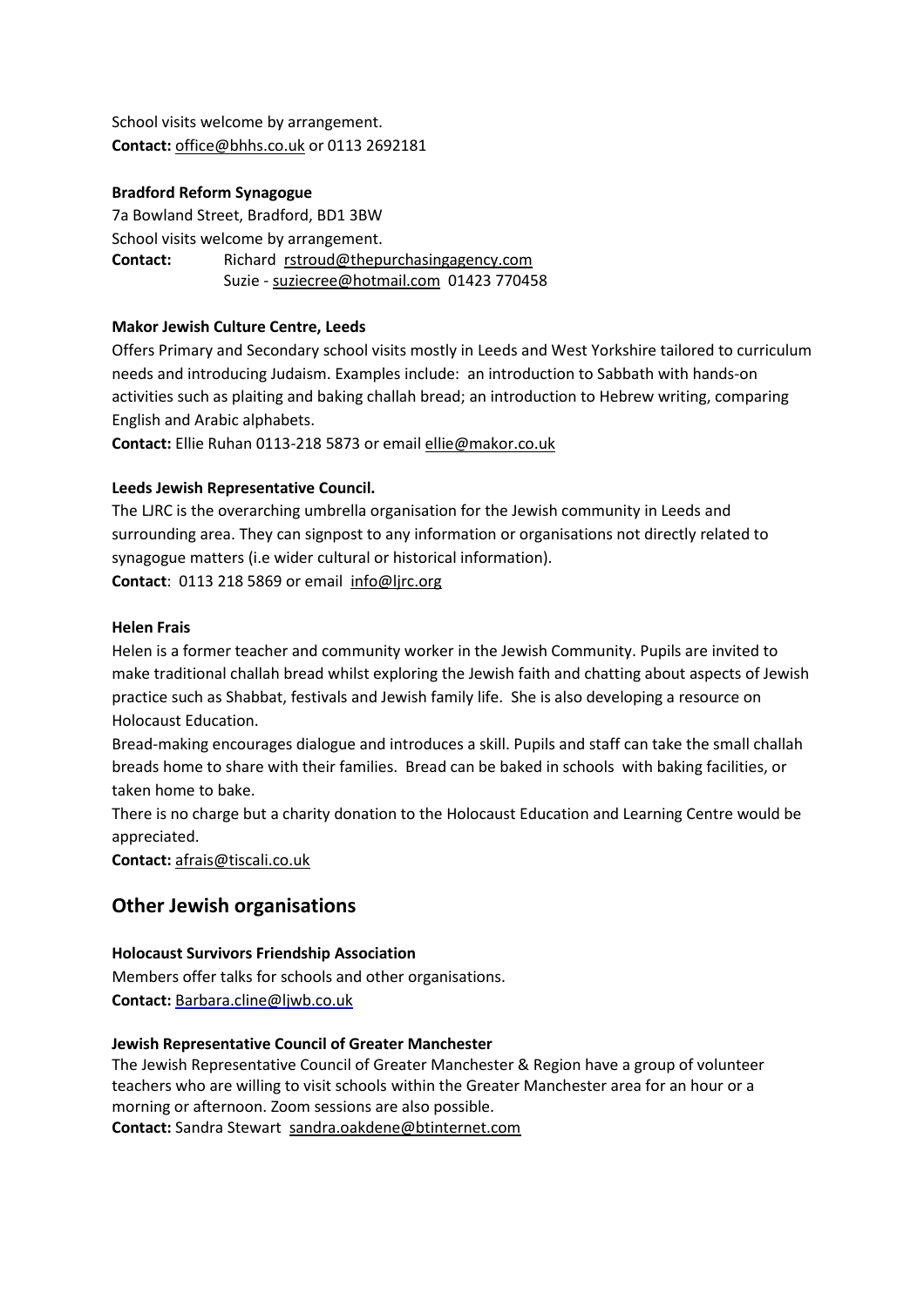School visits welcome by arrangement.
**Contact:** office@bhhs.co.uk or 0113 2692181

**Bradford Reform Synagogue**

7a Bowland Street, Bradford, BD1 3BW
School visits welcome by arrangement.
**Contact:** Richard rstroud@thepurchasingagency.com
Suzie - suziecree@hotmail.com 01423 770458

**Makor Jewish Culture Centre, Leeds**

Offers Primary and Secondary school visits mostly in Leeds and West Yorkshire tailored to curriculum needs and introducing Judaism. Examples include: an introduction to Sabbath with hands-on activities such as plaiting and baking challah bread; an introduction to Hebrew writing, comparing English and Arabic alphabets.
**Contact:** Ellie Ruhan 0113-218 5873 or email ellie@makor.co.uk

**Leeds Jewish Representative Council.**

The LJRC is the overarching umbrella organisation for the Jewish community in Leeds and surrounding area. They can signpost to any information or organisations not directly related to synagogue matters (i.e wider cultural or historical information).
**Contact**: 0113 218 5869 or email info@ljrc.org

**Helen Frais**

Helen is a former teacher and community worker in the Jewish Community. Pupils are invited to make traditional challah bread whilst exploring the Jewish faith and chatting about aspects of Jewish practice such as Shabbat, festivals and Jewish family life. She is also developing a resource on Holocaust Education.

Bread-making encourages dialogue and introduces a skill. Pupils and staff can take the small challah breads home to share with their families. Bread can be baked in schools with baking facilities, or taken home to bake.

There is no charge but a charity donation to the Holocaust Education and Learning Centre would be appreciated.

**Contact:** afrais@tiscali.co.uk

## Other Jewish organisations

**Holocaust Survivors Friendship Association**

Members offer talks for schools and other organisations.
**Contact:** Barbara.cline@ljwb.co.uk

**Jewish Representative Council of Greater Manchester**

The Jewish Representative Council of Greater Manchester & Region have a group of volunteer teachers who are willing to visit schools within the Greater Manchester area for an hour or a morning or afternoon. Zoom sessions are also possible.
**Contact:** Sandra Stewart sandra.oakdene@btinternet.com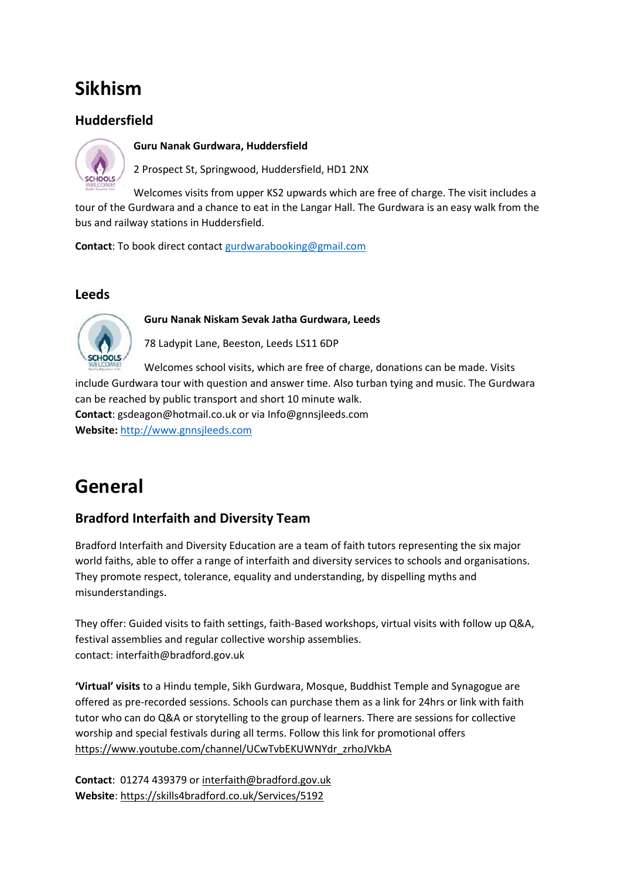# Sikhism

## Huddersfield

**Guru Nanak Gurdwara, Huddersfield**

2 Prospect St, Springwood, Huddersfield, HD1 2NX

Welcomes visits from upper KS2 upwards which are free of charge. The visit includes a tour of the Gurdwara and a chance to eat in the Langar Hall. The Gurdwara is an easy walk from the bus and railway stations in Huddersfield.

**Contact**: To book direct contact gurdwarabooking@gmail.com

## Leeds

**Guru Nanak Niskam Sevak Jatha Gurdwara, Leeds**

78 Ladypit Lane, Beeston, Leeds LS11 6DP

Welcomes school visits, which are free of charge, donations can be made. Visits include Gurdwara tour with question and answer time. Also turban tying and music. The Gurdwara can be reached by public transport and short 10 minute walk.
**Contact**: gsdeagon@hotmail.co.uk or via Info@gnnsjleeds.com
**Website:** http://www.gnnsjleeds.com

# General

## Bradford Interfaith and Diversity Team

Bradford Interfaith and Diversity Education are a team of faith tutors representing the six major world faiths, able to offer a range of interfaith and diversity services to schools and organisations. They promote respect, tolerance, equality and understanding, by dispelling myths and misunderstandings.

They offer: Guided visits to faith settings, faith-Based workshops, virtual visits with follow up Q&A, festival assemblies and regular collective worship assemblies.
contact: interfaith@bradford.gov.uk

**'Virtual' visits** to a Hindu temple, Sikh Gurdwara, Mosque, Buddhist Temple and Synagogue are offered as pre-recorded sessions. Schools can purchase them as a link for 24hrs or link with faith tutor who can do Q&A or storytelling to the group of learners. There are sessions for collective worship and special festivals during all terms. Follow this link for promotional offers
https://www.youtube.com/channel/UCwTvbEKUWNYdr_zrhoJVkbA

**Contact**: 01274 439379 or interfaith@bradford.gov.uk
**Website**: https://skills4bradford.co.uk/Services/5192